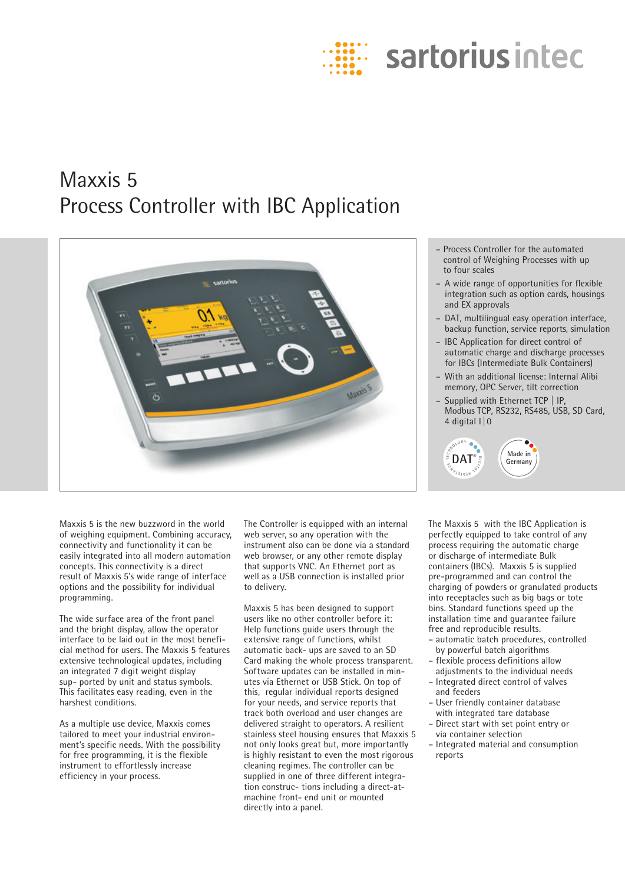# Maxxis 5
## Process Controller with IBC Application

- Process Controller for the automated control of Weighing Processes with up to four scales
- A wide range of opportunities for flexible integration such as option cards, housings and EX approvals
- DAT, multilingual easy operation interface, backup function, service reports, simulation
- IBC Application for direct control of automatic charge and discharge processes for IBCs (Intermediate Bulk Containers)
- With an additional license: Internal Alibi memory, OPC Server, tilt correction
- Supplied with Ethernet TCP | IP, Modbus TCP, RS232, RS485, USB, SD Card, 4 digital I | 0

Maxxis 5 is the new buzzword in the world of weighing equipment. Combining accuracy, connectivity and functionality it can be easily integrated into all modern automation concepts. This connectivity is a direct result of Maxxis 5's wide range of interface options and the possibility for individual programming.

The wide surface area of the front panel and the bright display, allow the operator interface to be laid out in the most beneficial method for users. The Maxxis 5 features extensive technological updates, including an integrated 7 digit weight display supported by unit and status symbols. This facilitates easy reading, even in the harshest conditions.

As a multiple use device, Maxxis comes tailored to meet your industrial environment's specific needs. With the possibility for free programming, it is the flexible instrument to effortlessly increase efficiency in your process.

The Controller is equipped with an internal web server, so any operation with the instrument also can be done via a standard web browser, or any other remote display that supports VNC. An Ethernet port as well as a USB connection is installed prior to delivery.

Maxxis 5 has been designed to support users like no other controller before it: Help functions guide users through the extensive range of functions, whilst automatic back- ups are saved to an SD Card making the whole process transparent. Software updates can be installed in minutes via Ethernet or USB Stick. On top of this, regular individual reports designed for your needs, and service reports that track both overload and user changes are delivered straight to operators. A resilient stainless steel housing ensures that Maxxis 5 not only looks great but, more importantly is highly resistant to even the most rigorous cleaning regimes. The controller can be supplied in one of three different integration construc- tions including a direct-at-machine front- end unit or mounted directly into a panel.

The Maxxis 5 with the IBC Application is perfectly equipped to take control of any process requiring the automatic charge or discharge of intermediate Bulk containers (IBCs). Maxxis 5 is supplied pre-programmed and can control the charging of powders or granulated products into receptacles such as big bags or tote bins. Standard functions speed up the installation time and guarantee failure free and reproducible results.

- automatic batch procedures, controlled by powerful batch algorithms
- flexible process definitions allow adjustments to the individual needs
- Integrated direct control of valves and feeders
- User friendly container database with integrated tare database
- Direct start with set point entry or via container selection
- Integrated material and consumption reports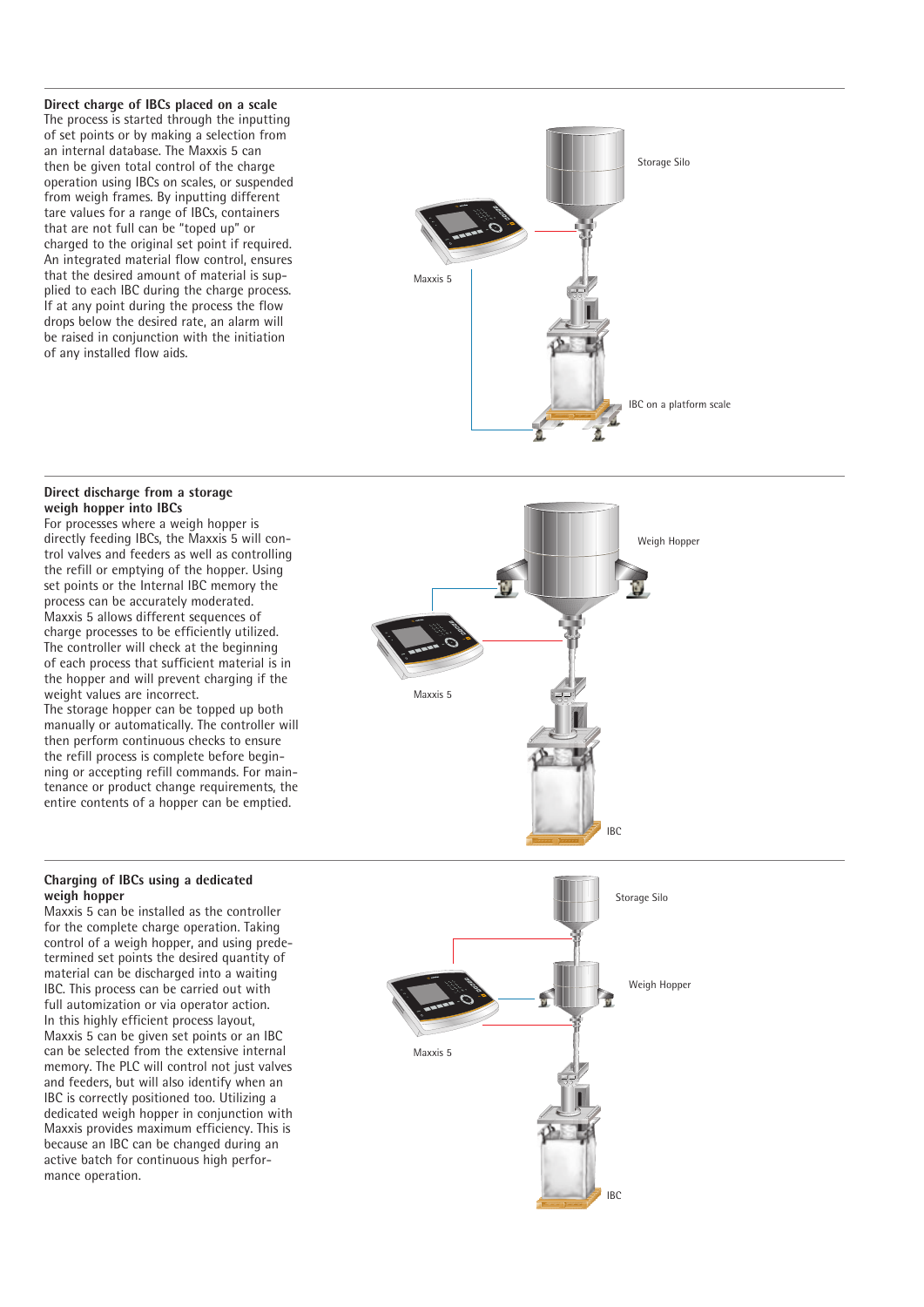## Direct charge of IBCs placed on a scale

The process is started through the inputting of set points or by making a selection from an internal database. The Maxxis 5 can then be given total control of the charge operation using IBCs on scales, or suspended from weigh frames. By inputting different tare values for a range of IBCs, containers that are not full can be "toped up" or charged to the original set point if required. An integrated material flow control, ensures that the desired amount of material is supplied to each IBC during the charge process. If at any point during the process the flow drops below the desired rate, an alarm will be raised in conjunction with the initiation of any installed flow aids.

Storage Silo

Maxxis 5

IBC on a platform scale

## Direct discharge from a storage weigh hopper into IBCs

For processes where a weigh hopper is directly feeding IBCs, the Maxxis 5 will control valves and feeders as well as controlling the refill or emptying of the hopper. Using set points or the Internal IBC memory the process can be accurately moderated. Maxxis 5 allows different sequences of charge processes to be efficiently utilized. The controller will check at the beginning of each process that sufficient material is in the hopper and will prevent charging if the weight values are incorrect.
The storage hopper can be topped up both manually or automatically. The controller will then perform continuous checks to ensure the refill process is complete before beginning or accepting refill commands. For maintenance or product change requirements, the entire contents of a hopper can be emptied.

Weigh Hopper

Maxxis 5

IBC

## Charging of IBCs using a dedicated weigh hopper

Maxxis 5 can be installed as the controller for the complete charge operation. Taking control of a weigh hopper, and using predetermined set points the desired quantity of material can be discharged into a waiting IBC. This process can be carried out with full automization or via operator action.
In this highly efficient process layout, Maxxis 5 can be given set points or an IBC can be selected from the extensive internal memory. The PLC will control not just valves and feeders, but will also identify when an IBC is correctly positioned too. Utilizing a dedicated weigh hopper in conjunction with Maxxis provides maximum efficiency. This is because an IBC can be changed during an active batch for continuous high performance operation.

Storage Silo

Weigh Hopper

Maxxis 5

IBC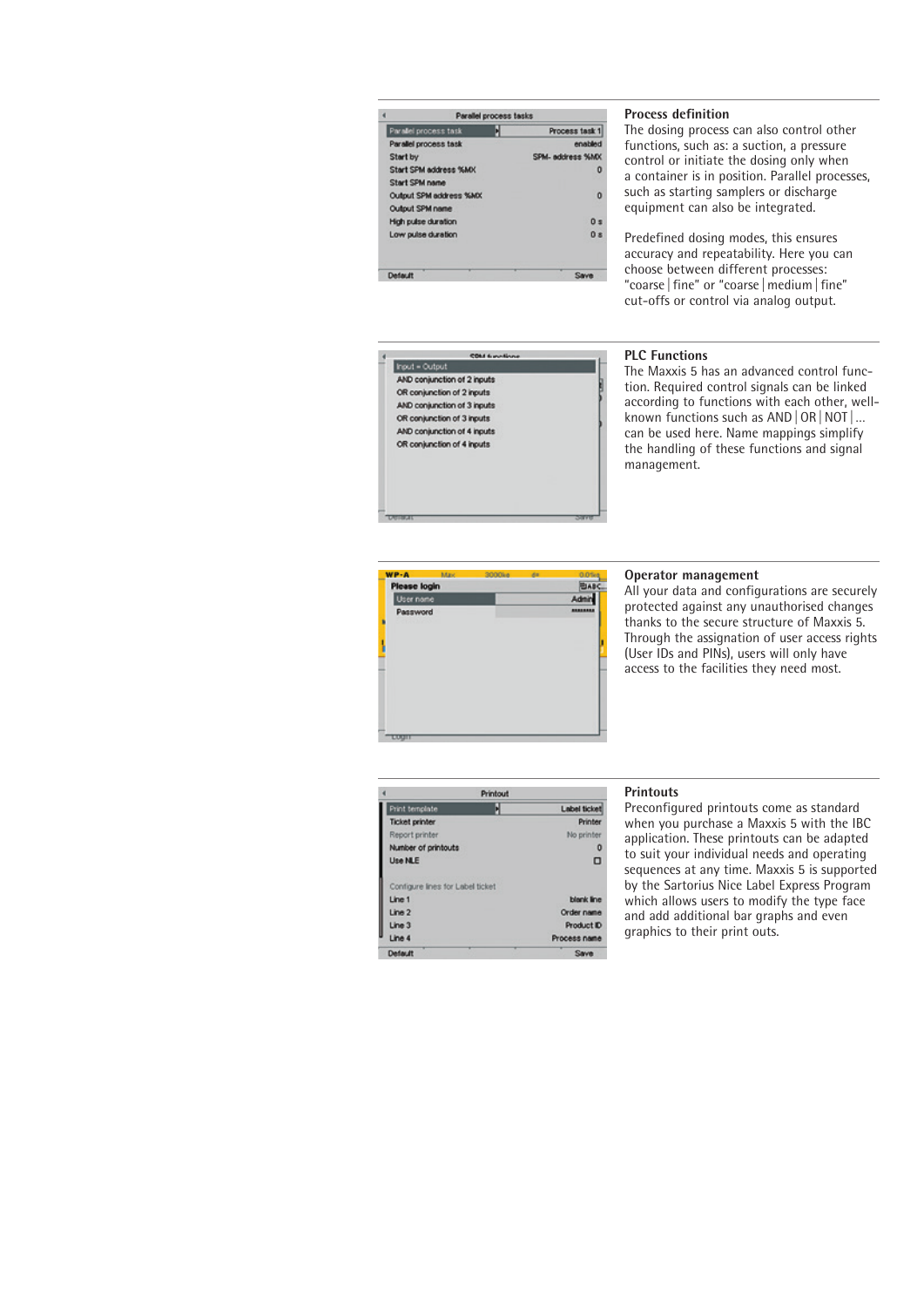### Process definition

The dosing process can also control other functions, such as: a suction, a pressure control or initiate the dosing only when a container is in position. Parallel processes, such as starting samplers or discharge equipment can also be integrated.

Predefined dosing modes, this ensures accuracy and repeatability. Here you can choose between different processes: "coarse | fine" or "coarse | medium | fine" cut-offs or control via analog output.

### PLC Functions

The Maxxis 5 has an advanced control function. Required control signals can be linked according to functions with each other, well-known functions such as AND | OR | NOT | ... can be used here. Name mappings simplify the handling of these functions and signal management.

### Operator management

All your data and configurations are securely protected against any unauthorised changes thanks to the secure structure of Maxxis 5. Through the assignation of user access rights (User IDs and PINs), users will only have access to the facilities they need most.

### Printouts

Preconfigured printouts come as standard when you purchase a Maxxis 5 with the IBC application. These printouts can be adapted to suit your individual needs and operating sequences at any time. Maxxis 5 is supported by the Sartorius Nice Label Express Program which allows users to modify the type face and add additional bar graphs and even graphics to their print outs.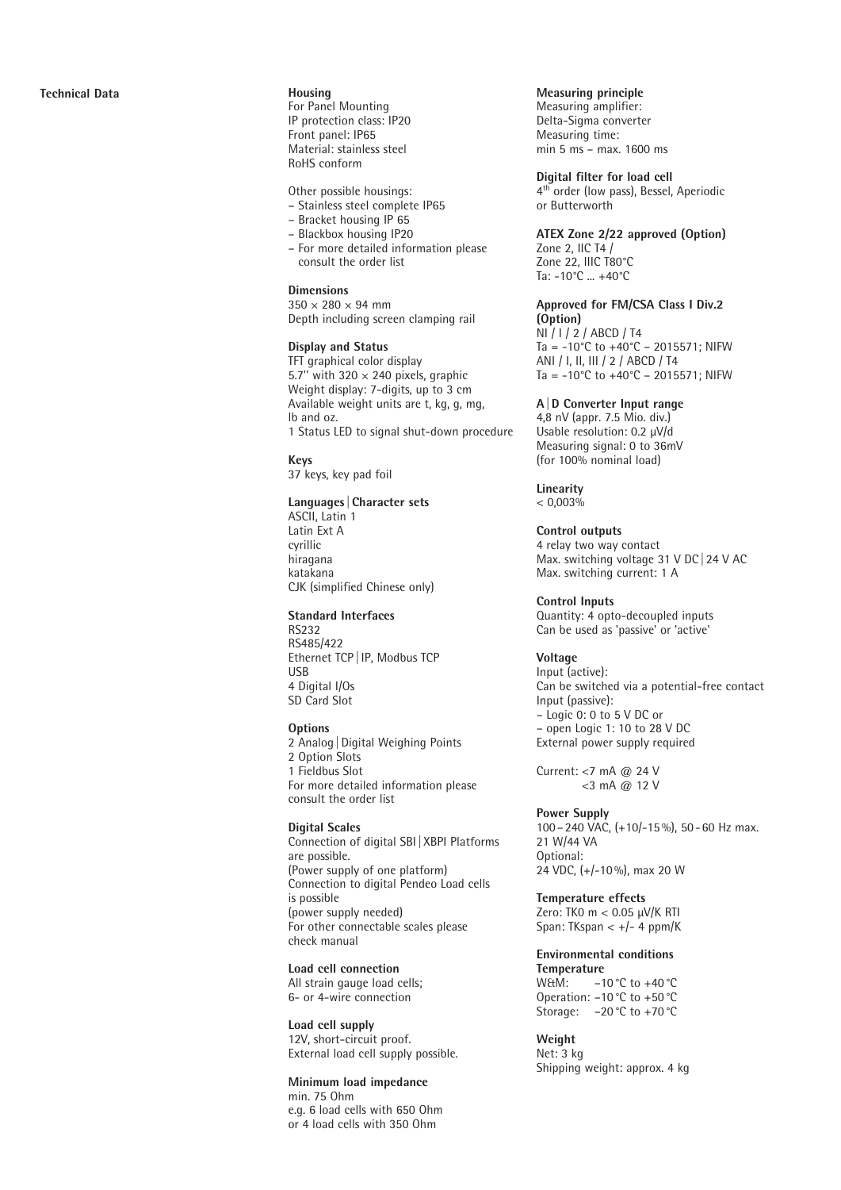## Technical Data

**Housing**
For Panel Mounting
IP protection class: IP20
Front panel: IP65
Material: stainless steel
RoHS conform

Other possible housings:
- Stainless steel complete IP65
- Bracket housing IP 65
- Blackbox housing IP20
- For more detailed information please consult the order list

**Dimensions**
350 × 280 × 94 mm
Depth including screen clamping rail

**Display and Status**
TFT graphical color display
5.7" with 320 × 240 pixels, graphic
Weight display: 7-digits, up to 3 cm
Available weight units are t, kg, g, mg, lb and oz.
1 Status LED to signal shut-down procedure

**Keys**
37 keys, key pad foil

**Languages | Character sets**
ASCII, Latin 1
Latin Ext A
cyrillic
hiragana
katakana
CJK (simplified Chinese only)

**Standard Interfaces**
RS232
RS485/422
Ethernet TCP | IP, Modbus TCP
USB
4 Digital I/Os
SD Card Slot

**Options**
2 Analog | Digital Weighing Points
2 Option Slots
1 Fieldbus Slot
For more detailed information please consult the order list

**Digital Scales**
Connection of digital SBI | XBPI Platforms are possible.
(Power supply of one platform)
Connection to digital Pendeo Load cells is possible
(power supply needed)
For other connectable scales please check manual

**Load cell connection**
All strain gauge load cells;
6- or 4-wire connection

**Load cell supply**
12V, short-circuit proof.
External load cell supply possible.

**Minimum load impedance**
min. 75 Ohm
e.g. 6 load cells with 650 Ohm
or 4 load cells with 350 Ohm

**Measuring principle**
Measuring amplifier:
Delta-Sigma converter
Measuring time:
min 5 ms – max. 1600 ms

**Digital filter for load cell**
4th order (low pass), Bessel, Aperiodic or Butterworth

**ATEX Zone 2/22 approved (Option)**
Zone 2, IIC T4 /
Zone 22, IIIC T80°C
Ta: -10°C ... +40°C

**Approved for FM/CSA Class I Div.2 (Option)**
NI / I / 2 / ABCD / T4
Ta = -10°C to +40°C – 2015571; NIFW
ANI / I, II, III / 2 / ABCD / T4
Ta = -10°C to +40°C – 2015571; NIFW

**A | D Converter Input range**
4,8 nV (appr. 7.5 Mio. div.)
Usable resolution: 0.2 µV/d
Measuring signal: 0 to 36mV
(for 100% nominal load)

**Linearity**
< 0,003%

**Control outputs**
4 relay two way contact
Max. switching voltage 31 V DC | 24 V AC
Max. switching current: 1 A

**Control Inputs**
Quantity: 4 opto-decoupled inputs
Can be used as 'passive' or 'active'

**Voltage**
Input (active):
Can be switched via a potential-free contact
Input (passive):
- Logic 0: 0 to 5 V DC or
- open Logic 1: 10 to 28 V DC

External power supply required

Current: <7 mA @ 24 V
<3 mA @ 12 V

**Power Supply**
100 – 240 VAC, (+10/-15 %), 50 - 60 Hz max. 21 W/44 VA
Optional:
24 VDC, (+/-10 %), max 20 W

**Temperature effects**
Zero: TK0 m < 0.05 µV/K RTI
Span: TKspan < +/- 4 ppm/K

**Environmental conditions**
**Temperature**
W&M: –10 °C to +40 °C
Operation: –10 °C to +50 °C
Storage: –20 °C to +70 °C

**Weight**
Net: 3 kg
Shipping weight: approx. 4 kg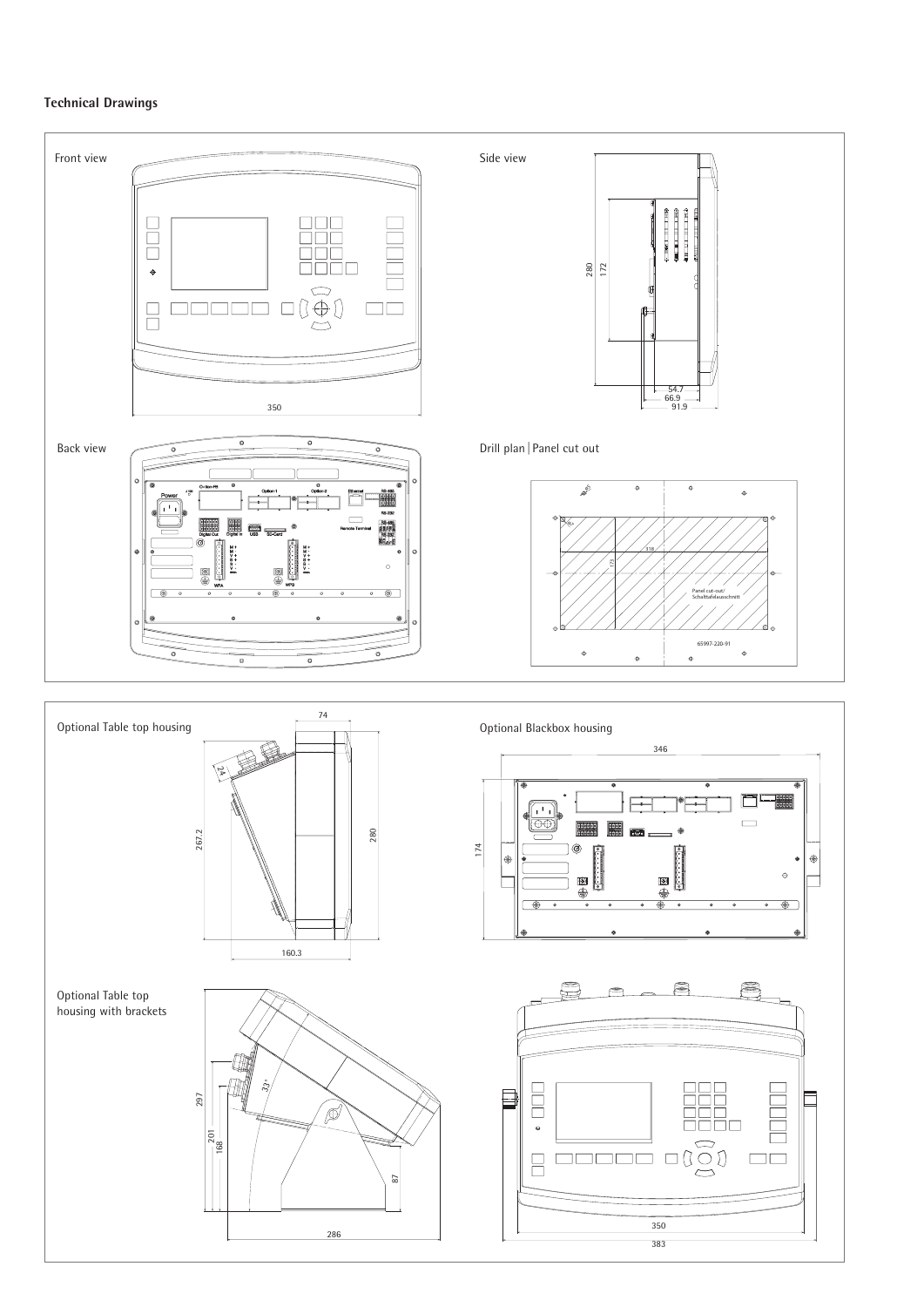## Technical Drawings

Front view

350

Side view

280

172

54.7

66.9

91.9

Back view

Power

Option-1

Option-2

Ethernet

RS-485

RS-232

Digital Out

Digital In

USB

SD-Card

Remote Terminal

WP1

WP2

Drill plan | Panel cut out

318

172

Panel cut-out/ Schalttafelausschnitt

65997-220-91

Optional Table top housing

74

24

267.2

280

160.3

Optional Blackbox housing

346

174

Optional Table top housing with brackets

297

201

168

33°

87

286

350

383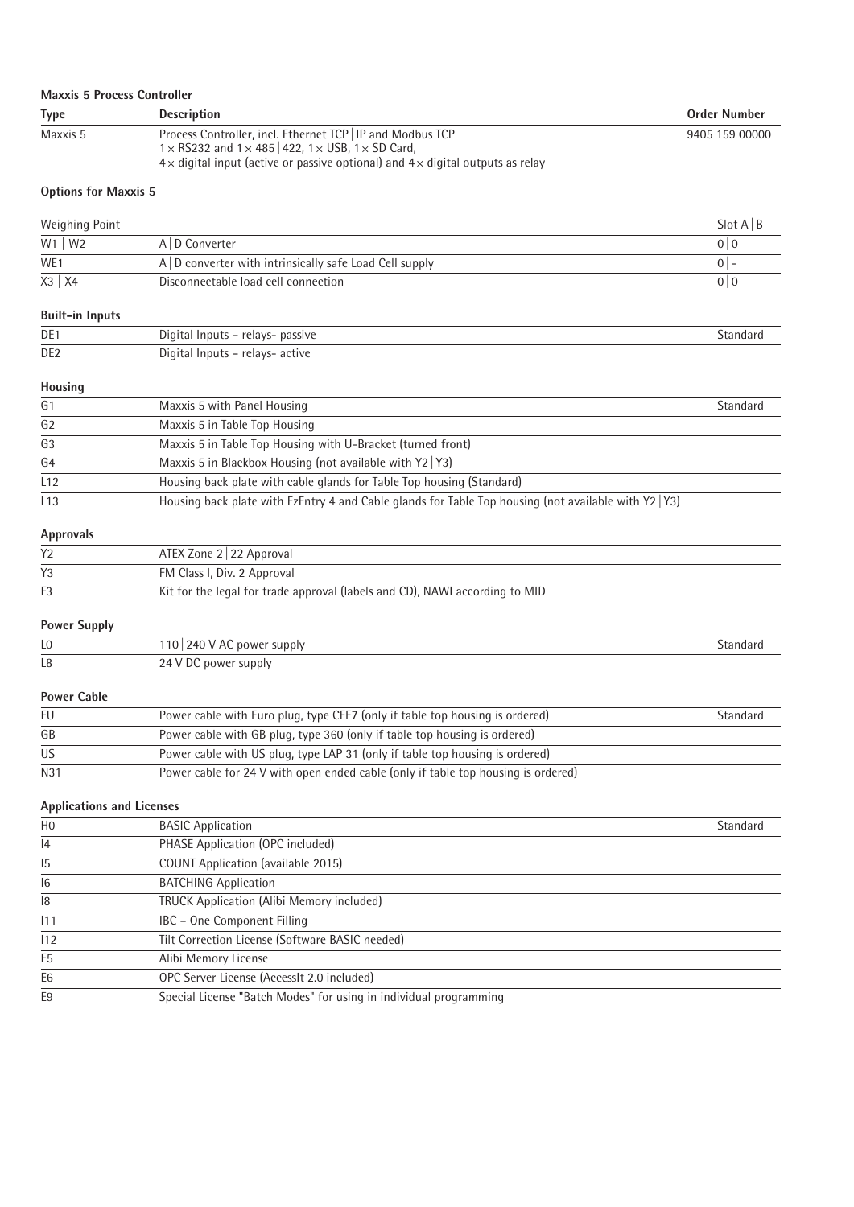**Maxxis 5 Process Controller**

| Type | Description | Order Number |
|---|---|---|
| Maxxis 5 | Process Controller, incl. Ethernet TCP \| IP and Modbus TCP<br>1 × RS232 and 1 × 485 \| 422, 1 × USB, 1 × SD Card,<br>4 × digital input (active or passive optional) and 4 × digital outputs as relay | 9405 159 00000 |

**Options for Maxxis 5**

| Weighing Point | | Slot A \| B |
|---|---|---|
| W1 \| W2 | A \| D Converter | 0 \| 0 |
| WE1 | A \| D converter with intrinsically safe Load Cell supply | 0 \| - |
| X3 \| X4 | Disconnectable load cell connection | 0 \| 0 |

**Built-in Inputs**

| | | |
|---|---|---|
| DE1 | Digital Inputs – relays- passive | Standard |
| DE2 | Digital Inputs – relays- active | |

**Housing**

| | | |
|---|---|---|
| G1 | Maxxis 5 with Panel Housing | Standard |
| G2 | Maxxis 5 in Table Top Housing | |
| G3 | Maxxis 5 in Table Top Housing with U-Bracket (turned front) | |
| G4 | Maxxis 5 in Blackbox Housing (not available with Y2 \| Y3) | |
| L12 | Housing back plate with cable glands for Table Top housing (Standard) | |
| L13 | Housing back plate with EzEntry 4 and Cable glands for Table Top housing (not available with Y2 \| Y3) | |

**Approvals**

| | | |
|---|---|---|
| Y2 | ATEX Zone 2 \| 22 Approval | |
| Y3 | FM Class I, Div. 2 Approval | |
| F3 | Kit for the legal for trade approval (labels and CD), NAWI according to MID | |

**Power Supply**

| | | |
|---|---|---|
| L0 | 110 \| 240 V AC power supply | Standard |
| L8 | 24 V DC power supply | |

**Power Cable**

| | | |
|---|---|---|
| EU | Power cable with Euro plug, type CEE7 (only if table top housing is ordered) | Standard |
| GB | Power cable with GB plug, type 360 (only if table top housing is ordered) | |
| US | Power cable with US plug, type LAP 31 (only if table top housing is ordered) | |
| N31 | Power cable for 24 V with open ended cable (only if table top housing is ordered) | |

**Applications and Licenses**

| | | |
|---|---|---|
| H0 | BASIC Application | Standard |
| I4 | PHASE Application (OPC included) | |
| I5 | COUNT Application (available 2015) | |
| I6 | BATCHING Application | |
| I8 | TRUCK Application (Alibi Memory included) | |
| I11 | IBC – One Component Filling | |
| I12 | Tilt Correction License (Software BASIC needed) | |
| E5 | Alibi Memory License | |
| E6 | OPC Server License (AccessIt 2.0 included) | |
| E9 | Special License "Batch Modes" for using in individual programming | |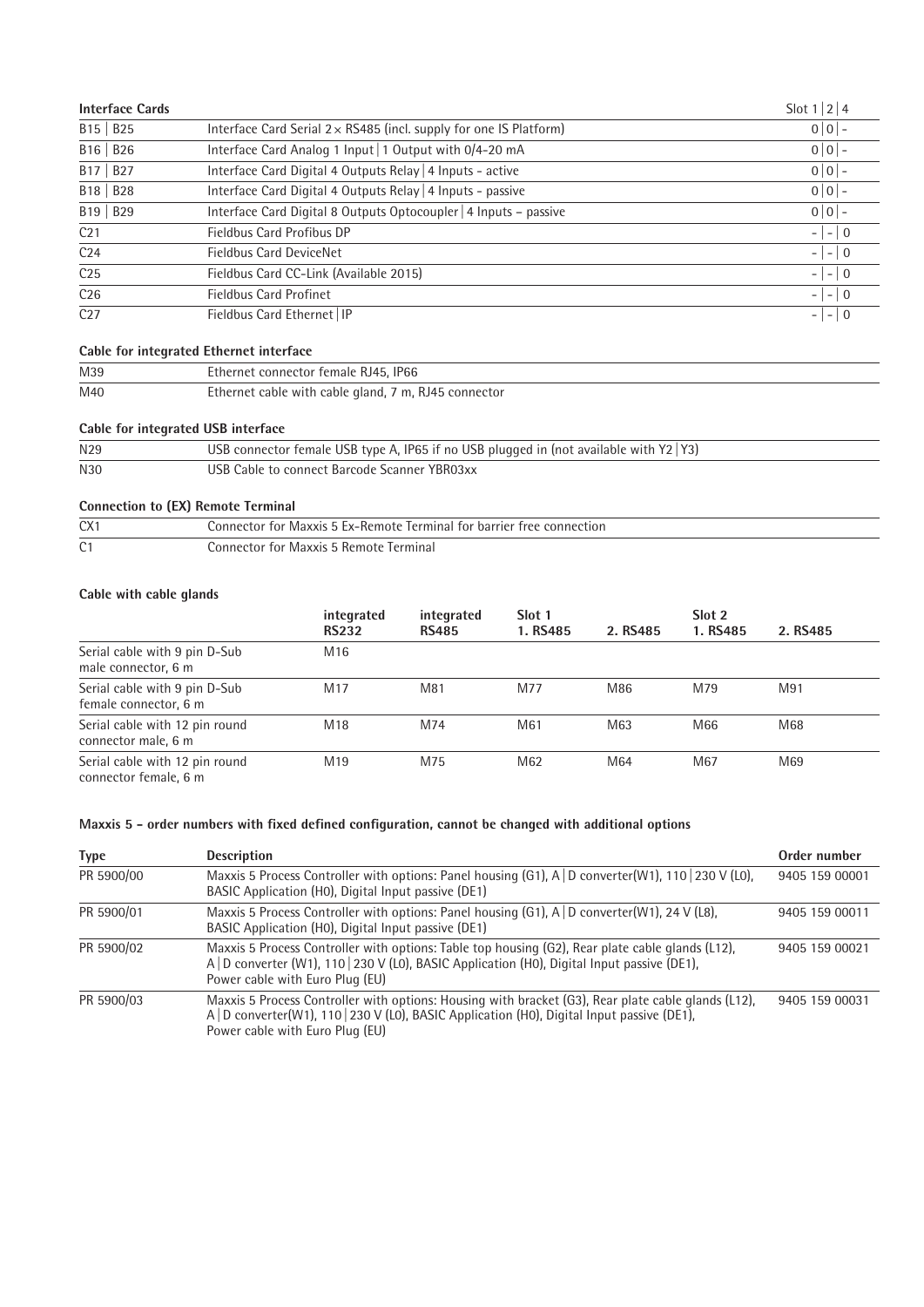| Interface Cards | | Slot 1 \| 2 \| 4 |
|---|---|---|
| B15 \| B25 | Interface Card Serial 2× RS485 (incl. supply for one IS Platform) | 0 \| 0 \| - |
| B16 \| B26 | Interface Card Analog 1 Input \| 1 Output with 0/4-20 mA | 0 \| 0 \| - |
| B17 \| B27 | Interface Card Digital 4 Outputs Relay \| 4 Inputs - active | 0 \| 0 \| - |
| B18 \| B28 | Interface Card Digital 4 Outputs Relay \| 4 Inputs - passive | 0 \| 0 \| - |
| B19 \| B29 | Interface Card Digital 8 Outputs Optocoupler \| 4 Inputs – passive | 0 \| 0 \| - |
| C21 | Fieldbus Card Profibus DP | - \| - \| 0 |
| C24 | Fieldbus Card DeviceNet | - \| - \| 0 |
| C25 | Fieldbus Card CC-Link (Available 2015) | - \| - \| 0 |
| C26 | Fieldbus Card Profinet | - \| - \| 0 |
| C27 | Fieldbus Card Ethernet \| IP | - \| - \| 0 |

**Cable for integrated Ethernet interface**

| | |
|---|---|
| M39 | Ethernet connector female RJ45, IP66 |
| M40 | Ethernet cable with cable gland, 7 m, RJ45 connector |

**Cable for integrated USB interface**

| | |
|---|---|
| N29 | USB connector female USB type A, IP65 if no USB plugged in (not available with Y2 \| Y3) |
| N30 | USB Cable to connect Barcode Scanner YBR03xx |

**Connection to (EX) Remote Terminal**

| | |
|---|---|
| CX1 | Connector for Maxxis 5 Ex-Remote Terminal for barrier free connection |
| C1 | Connector for Maxxis 5 Remote Terminal |

**Cable with cable glands**

| | integrated RS232 | integrated RS485 | Slot 1 1. RS485 | 2. RS485 | Slot 2 1. RS485 | 2. RS485 |
|---|---|---|---|---|---|---|
| Serial cable with 9 pin D-Sub male connector, 6 m | M16 | | | | | |
| Serial cable with 9 pin D-Sub female connector, 6 m | M17 | M81 | M77 | M86 | M79 | M91 |
| Serial cable with 12 pin round connector male, 6 m | M18 | M74 | M61 | M63 | M66 | M68 |
| Serial cable with 12 pin round connector female, 6 m | M19 | M75 | M62 | M64 | M67 | M69 |

**Maxxis 5 - order numbers with fixed defined configuration, cannot be changed with additional options**

| Type | Description | Order number |
|---|---|---|
| PR 5900/00 | Maxxis 5 Process Controller with options: Panel housing (G1), A \| D converter(W1), 110 \| 230 V (L0), BASIC Application (H0), Digital Input passive (DE1) | 9405 159 00001 |
| PR 5900/01 | Maxxis 5 Process Controller with options: Panel housing (G1), A \| D converter(W1), 24 V (L8), BASIC Application (H0), Digital Input passive (DE1) | 9405 159 00011 |
| PR 5900/02 | Maxxis 5 Process Controller with options: Table top housing (G2), Rear plate cable glands (L12), A \| D converter (W1), 110 \| 230 V (L0), BASIC Application (H0), Digital Input passive (DE1), Power cable with Euro Plug (EU) | 9405 159 00021 |
| PR 5900/03 | Maxxis 5 Process Controller with options: Housing with bracket (G3), Rear plate cable glands (L12), A \| D converter(W1), 110 \| 230 V (L0), BASIC Application (H0), Digital Input passive (DE1), Power cable with Euro Plug (EU) | 9405 159 00031 |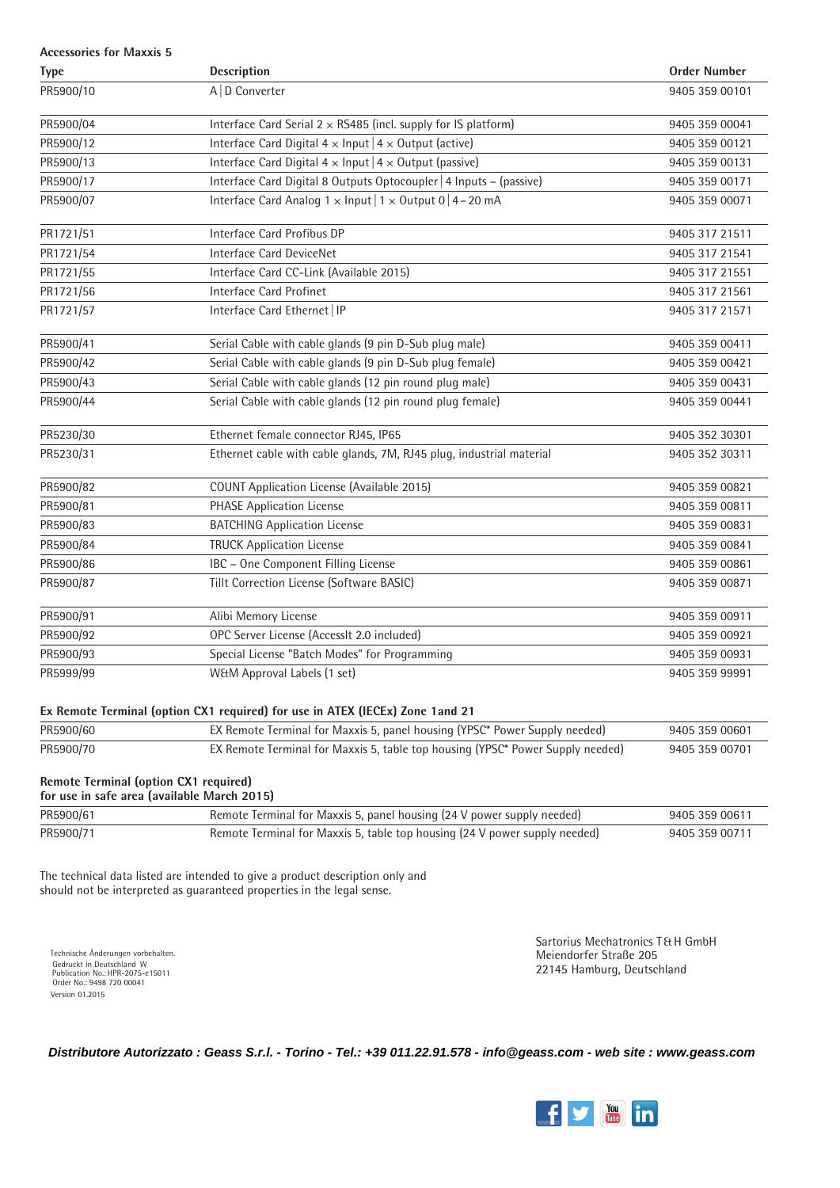**Accessories for Maxxis 5**

| Type | Description | Order Number |
|---|---|---|
| PR5900/10 | A \| D Converter | 9405 359 00101 |
| PR5900/04 | Interface Card Serial 2 × RS485 (incl. supply for IS platform) | 9405 359 00041 |
| PR5900/12 | Interface Card Digital 4 × Input \| 4 × Output (active) | 9405 359 00121 |
| PR5900/13 | Interface Card Digital 4 × Input \| 4 × Output (passive) | 9405 359 00131 |
| PR5900/17 | Interface Card Digital 8 Outputs Optocoupler \| 4 Inputs – (passive) | 9405 359 00171 |
| PR5900/07 | Interface Card Analog 1 × Input \| 1 × Output 0 \| 4 – 20 mA | 9405 359 00071 |
| PR1721/51 | Interface Card Profibus DP | 9405 317 21511 |
| PR1721/54 | Interface Card DeviceNet | 9405 317 21541 |
| PR1721/55 | Interface Card CC-Link (Available 2015) | 9405 317 21551 |
| PR1721/56 | Interface Card Profinet | 9405 317 21561 |
| PR1721/57 | Interface Card Ethernet \| IP | 9405 317 21571 |
| PR5900/41 | Serial Cable with cable glands (9 pin D-Sub plug male) | 9405 359 00411 |
| PR5900/42 | Serial Cable with cable glands (9 pin D-Sub plug female) | 9405 359 00421 |
| PR5900/43 | Serial Cable with cable glands (12 pin round plug male) | 9405 359 00431 |
| PR5900/44 | Serial Cable with cable glands (12 pin round plug female) | 9405 359 00441 |
| PR5230/30 | Ethernet female connector RJ45, IP65 | 9405 352 30301 |
| PR5230/31 | Ethernet cable with cable glands, 7M, RJ45 plug, industrial material | 9405 352 30311 |
| PR5900/82 | COUNT Application License (Available 2015) | 9405 359 00821 |
| PR5900/81 | PHASE Application License | 9405 359 00811 |
| PR5900/83 | BATCHING Application License | 9405 359 00831 |
| PR5900/84 | TRUCK Application License | 9405 359 00841 |
| PR5900/86 | IBC – One Component Filling License | 9405 359 00861 |
| PR5900/87 | Tillt Correction License (Software BASIC) | 9405 359 00871 |
| PR5900/91 | Alibi Memory License | 9405 359 00911 |
| PR5900/92 | OPC Server License (AccessIt 2.0 included) | 9405 359 00921 |
| PR5900/93 | Special License "Batch Modes" for Programming | 9405 359 00931 |
| PR5999/99 | W&M Approval Labels (1 set) | 9405 359 99991 |

**Ex Remote Terminal (option CX1 required) for use in ATEX (IECEx) Zone 1 and 21**

| | | |
|---|---|---|
| PR5900/60 | EX Remote Terminal for Maxxis 5, panel housing (YPSC* Power Supply needed) | 9405 359 00601 |
| PR5900/70 | EX Remote Terminal for Maxxis 5, table top housing (YPSC* Power Supply needed) | 9405 359 00701 |

**Remote Terminal (option CX1 required)**
**for use in safe area (available March 2015)**

| | | |
|---|---|---|
| PR5900/61 | Remote Terminal for Maxxis 5, panel housing (24 V power supply needed) | 9405 359 00611 |
| PR5900/71 | Remote Terminal for Maxxis 5, table top housing (24 V power supply needed) | 9405 359 00711 |

The technical data listed are intended to give a product description only and should not be interpreted as guaranteed properties in the legal sense.

Technische Änderungen vorbehalten.
Gedruckt in Deutschland W
Publication No.: HPR-2075-e15011
Order No.: 9498 720 00041
Version 01.2015

Sartorius Mechatronics T&H GmbH
Meiendorfer Straße 205
22145 Hamburg, Deutschland

***Distributore Autorizzato : Geass S.r.l. - Torino - Tel.: +39 011.22.91.578 - info@geass.com - web site : www.geass.com***